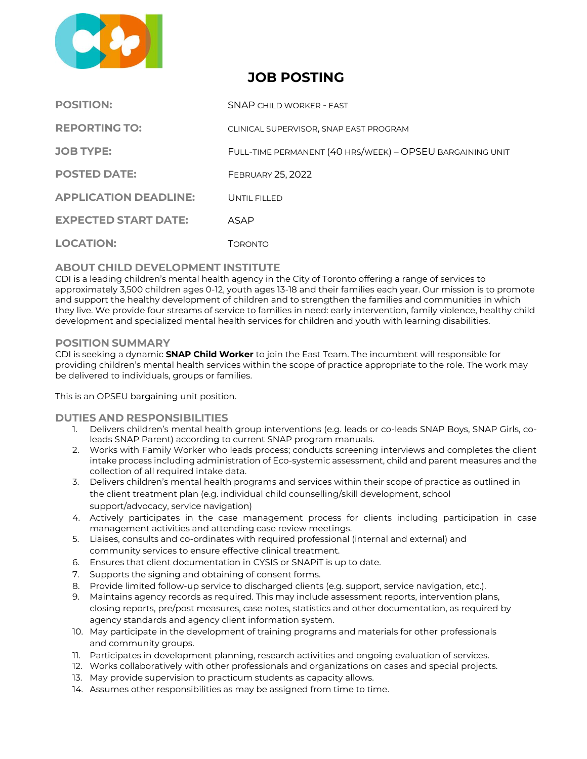# JOB POSTING

| | |
|---|---|
| **POSITION:** | SNAP CHILD WORKER - EAST |
| **REPORTING TO:** | CLINICAL SUPERVISOR, SNAP EAST PROGRAM |
| **JOB TYPE:** | FULL-TIME PERMANENT (40 HRS/WEEK) – OPSEU BARGAINING UNIT |
| **POSTED DATE:** | FEBRUARY 25, 2022 |
| **APPLICATION DEADLINE:** | UNTIL FILLED |
| **EXPECTED START DATE:** | ASAP |
| **LOCATION:** | TORONTO |

## ABOUT CHILD DEVELOPMENT INSTITUTE

CDI is a leading children's mental health agency in the City of Toronto offering a range of services to approximately 3,500 children ages 0-12, youth ages 13-18 and their families each year. Our mission is to promote and support the healthy development of children and to strengthen the families and communities in which they live. We provide four streams of service to families in need: early intervention, family violence, healthy child development and specialized mental health services for children and youth with learning disabilities.

## POSITION SUMMARY

CDI is seeking a dynamic **SNAP Child Worker** to join the East Team. The incumbent will responsible for providing children's mental health services within the scope of practice appropriate to the role. The work may be delivered to individuals, groups or families.

This is an OPSEU bargaining unit position.

## DUTIES AND RESPONSIBILITIES

1. Delivers children's mental health group interventions (e.g. leads or co-leads SNAP Boys, SNAP Girls, co-leads SNAP Parent) according to current SNAP program manuals.
2. Works with Family Worker who leads process; conducts screening interviews and completes the client intake process including administration of Eco-systemic assessment, child and parent measures and the collection of all required intake data.
3. Delivers children's mental health programs and services within their scope of practice as outlined in the client treatment plan (e.g. individual child counselling/skill development, school support/advocacy, service navigation)
4. Actively participates in the case management process for clients including participation in case management activities and attending case review meetings.
5. Liaises, consults and co-ordinates with required professional (internal and external) and community services to ensure effective clinical treatment.
6. Ensures that client documentation in CYSIS or SNAPiT is up to date.
7. Supports the signing and obtaining of consent forms.
8. Provide limited follow-up service to discharged clients (e.g. support, service navigation, etc.).
9. Maintains agency records as required. This may include assessment reports, intervention plans, closing reports, pre/post measures, case notes, statistics and other documentation, as required by agency standards and agency client information system.
10. May participate in the development of training programs and materials for other professionals and community groups.
11. Participates in development planning, research activities and ongoing evaluation of services.
12. Works collaboratively with other professionals and organizations on cases and special projects.
13. May provide supervision to practicum students as capacity allows.
14. Assumes other responsibilities as may be assigned from time to time.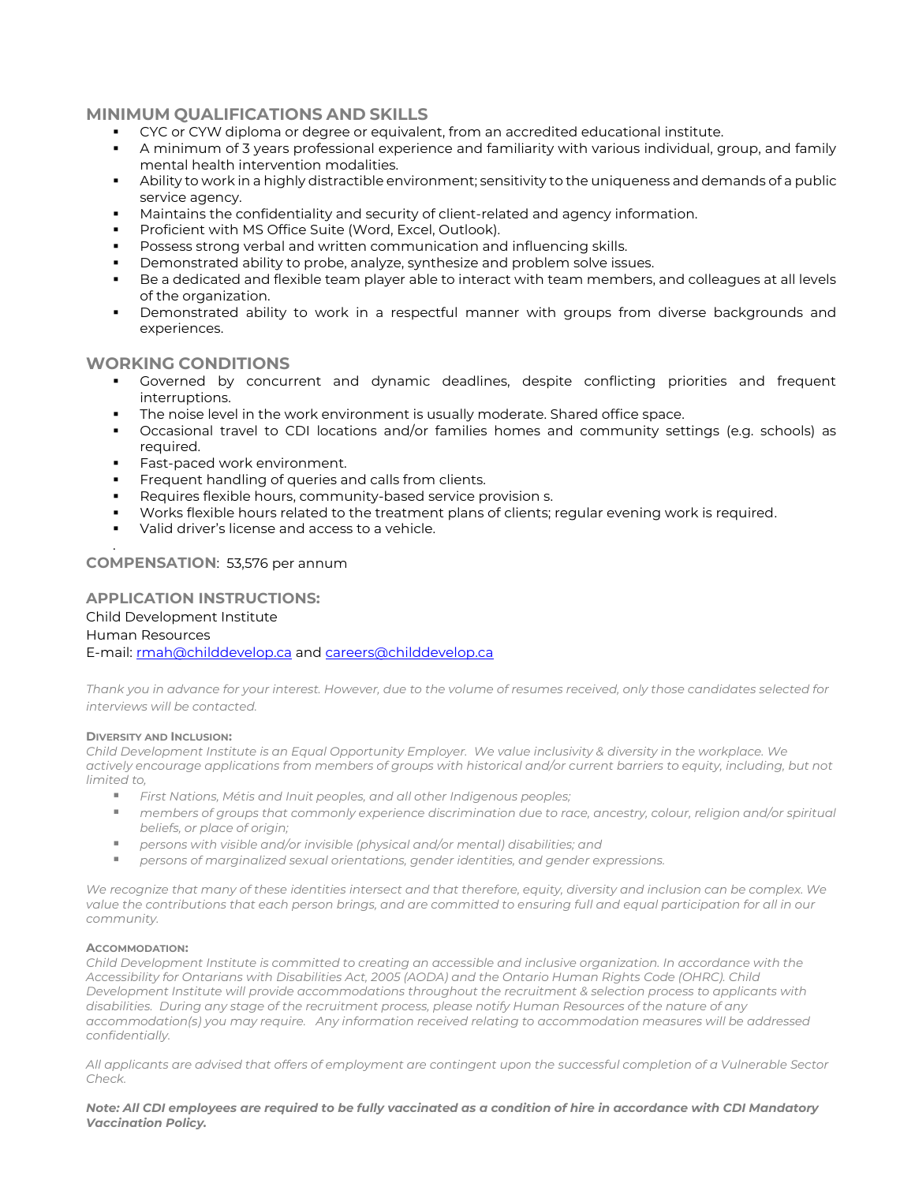## MINIMUM QUALIFICATIONS AND SKILLS

- CYC or CYW diploma or degree or equivalent, from an accredited educational institute.
- A minimum of 3 years professional experience and familiarity with various individual, group, and family mental health intervention modalities.
- Ability to work in a highly distractible environment; sensitivity to the uniqueness and demands of a public service agency.
- Maintains the confidentiality and security of client-related and agency information.
- Proficient with MS Office Suite (Word, Excel, Outlook).
- Possess strong verbal and written communication and influencing skills.
- Demonstrated ability to probe, analyze, synthesize and problem solve issues.
- Be a dedicated and flexible team player able to interact with team members, and colleagues at all levels of the organization.
- Demonstrated ability to work in a respectful manner with groups from diverse backgrounds and experiences.

## WORKING CONDITIONS

- Governed by concurrent and dynamic deadlines, despite conflicting priorities and frequent interruptions.
- The noise level in the work environment is usually moderate. Shared office space.
- Occasional travel to CDI locations and/or families homes and community settings (e.g. schools) as required.
- Fast-paced work environment.
- Frequent handling of queries and calls from clients.
- Requires flexible hours, community-based service provision s.
- Works flexible hours related to the treatment plans of clients; regular evening work is required.
- Valid driver's license and access to a vehicle.

**COMPENSATION**: 53,576 per annum

## APPLICATION INSTRUCTIONS:

Child Development Institute
Human Resources
E-mail: rmah@childdevelop.ca and careers@childdevelop.ca

*Thank you in advance for your interest. However, due to the volume of resumes received, only those candidates selected for interviews will be contacted.*

**DIVERSITY AND INCLUSION:**

*Child Development Institute is an Equal Opportunity Employer. We value inclusivity & diversity in the workplace. We actively encourage applications from members of groups with historical and/or current barriers to equity, including, but not limited to,*

- *First Nations, Métis and Inuit peoples, and all other Indigenous peoples;*
- *members of groups that commonly experience discrimination due to race, ancestry, colour, religion and/or spiritual beliefs, or place of origin;*
- *persons with visible and/or invisible (physical and/or mental) disabilities; and*
- *persons of marginalized sexual orientations, gender identities, and gender expressions.*

*We recognize that many of these identities intersect and that therefore, equity, diversity and inclusion can be complex. We value the contributions that each person brings, and are committed to ensuring full and equal participation for all in our community.*

**ACCOMMODATION:**

*Child Development Institute is committed to creating an accessible and inclusive organization. In accordance with the Accessibility for Ontarians with Disabilities Act, 2005 (AODA) and the Ontario Human Rights Code (OHRC). Child Development Institute will provide accommodations throughout the recruitment & selection process to applicants with disabilities. During any stage of the recruitment process, please notify Human Resources of the nature of any accommodation(s) you may require. Any information received relating to accommodation measures will be addressed confidentially.*

*All applicants are advised that offers of employment are contingent upon the successful completion of a Vulnerable Sector Check.*

***Note: All CDI employees are required to be fully vaccinated as a condition of hire in accordance with CDI Mandatory Vaccination Policy.***